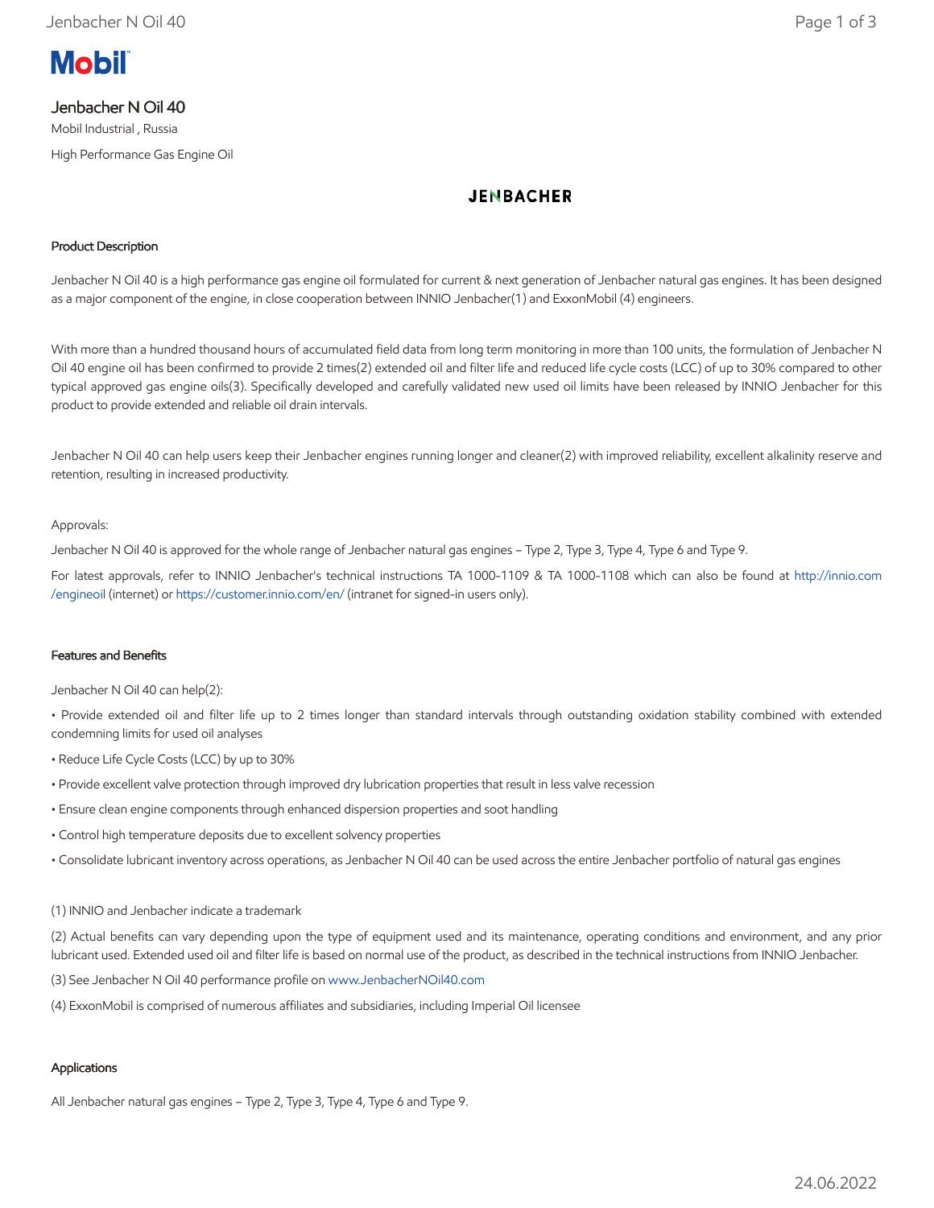Mobil

# Jenbacher N Oil 40

Mobil Industrial , Russia

High Performance Gas Engine Oil

JENBACHER

## Product Description

Jenbacher N Oil 40 is a high performance gas engine oil formulated for current & next generation of Jenbacher natural gas engines. It has been designed as a major component of the engine, in close cooperation between INNIO Jenbacher(1) and ExxonMobil (4) engineers.

With more than a hundred thousand hours of accumulated field data from long term monitoring in more than 100 units, the formulation of Jenbacher N Oil 40 engine oil has been confirmed to provide 2 times(2) extended oil and filter life and reduced life cycle costs (LCC) of up to 30% compared to other typical approved gas engine oils(3). Specifically developed and carefully validated new used oil limits have been released by INNIO Jenbacher for this product to provide extended and reliable oil drain intervals.

Jenbacher N Oil 40 can help users keep their Jenbacher engines running longer and cleaner(2) with improved reliability, excellent alkalinity reserve and retention, resulting in increased productivity.

Approvals:

Jenbacher N Oil 40 is approved for the whole range of Jenbacher natural gas engines – Type 2, Type 3, Type 4, Type 6 and Type 9.

For latest approvals, refer to INNIO Jenbacher's technical instructions TA 1000-1109 & TA 1000-1108 which can also be found at http://innio.com/engineoil (internet) or https://customer.innio.com/en/ (intranet for signed-in users only).

## Features and Benefits

Jenbacher N Oil 40 can help(2):

- Provide extended oil and filter life up to 2 times longer than standard intervals through outstanding oxidation stability combined with extended condemning limits for used oil analyses
- Reduce Life Cycle Costs (LCC) by up to 30%
- Provide excellent valve protection through improved dry lubrication properties that result in less valve recession
- Ensure clean engine components through enhanced dispersion properties and soot handling
- Control high temperature deposits due to excellent solvency properties
- Consolidate lubricant inventory across operations, as Jenbacher N Oil 40 can be used across the entire Jenbacher portfolio of natural gas engines

(1) INNIO and Jenbacher indicate a trademark

(2) Actual benefits can vary depending upon the type of equipment used and its maintenance, operating conditions and environment, and any prior lubricant used. Extended used oil and filter life is based on normal use of the product, as described in the technical instructions from INNIO Jenbacher.

(3) See Jenbacher N Oil 40 performance profile on www.JenbacherNOil40.com

(4) ExxonMobil is comprised of numerous affiliates and subsidiaries, including Imperial Oil licensee

## Applications

All Jenbacher natural gas engines – Type 2, Type 3, Type 4, Type 6 and Type 9.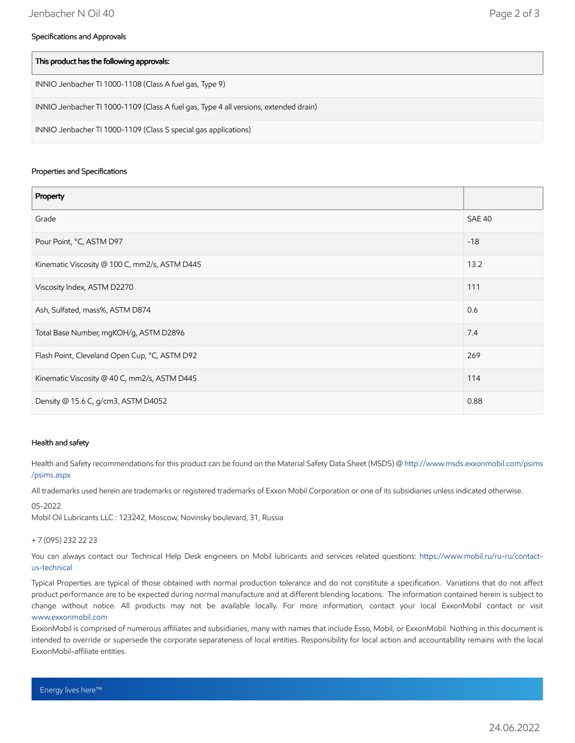## Specifications and Approvals

| This product has the following approvals: |
|---|
| INNIO Jenbacher TI 1000-1108 (Class A fuel gas, Type 9) |
| INNIO Jenbacher TI 1000-1109 (Class A fuel gas, Type 4 all versions, extended drain) |
| INNIO Jenbacher TI 1000-1109 (Class S special gas applications) |

## Properties and Specifications

| Property | |
|---|---|
| Grade | SAE 40 |
| Pour Point, °C, ASTM D97 | -18 |
| Kinematic Viscosity @ 100 C, mm2/s, ASTM D445 | 13.2 |
| Viscosity Index, ASTM D2270 | 111 |
| Ash, Sulfated, mass%, ASTM D874 | 0.6 |
| Total Base Number, mgKOH/g, ASTM D2896 | 7.4 |
| Flash Point, Cleveland Open Cup, °C, ASTM D92 | 269 |
| Kinematic Viscosity @ 40 C, mm2/s, ASTM D445 | 114 |
| Density @ 15.6 C, g/cm3, ASTM D4052 | 0.88 |

## Health and safety

Health and Safety recommendations for this product can be found on the Material Safety Data Sheet (MSDS) @ http://www.msds.exxonmobil.com/psims/psims.aspx

All trademarks used herein are trademarks or registered trademarks of Exxon Mobil Corporation or one of its subsidiaries unless indicated otherwise.

05-2022
Mobil Oil Lubricants LLC : 123242, Moscow, Novinsky boulevard, 31, Russia

+ 7 (095) 232 22 23

You can always contact our Technical Help Desk engineers on Mobil lubricants and services related questions: https://www.mobil.ru/ru-ru/contact-us-technical

Typical Properties are typical of those obtained with normal production tolerance and do not constitute a specification. Variations that do not affect product performance are to be expected during normal manufacture and at different blending locations. The information contained herein is subject to change without notice. All products may not be available locally. For more information, contact your local ExxonMobil contact or visit www.exxonmobil.com

ExxonMobil is comprised of numerous affiliates and subsidiaries, many with names that include Esso, Mobil, or ExxonMobil. Nothing in this document is intended to override or supersede the corporate separateness of local entities. Responsibility for local action and accountability remains with the local ExxonMobil-affiliate entities.

Energy lives here™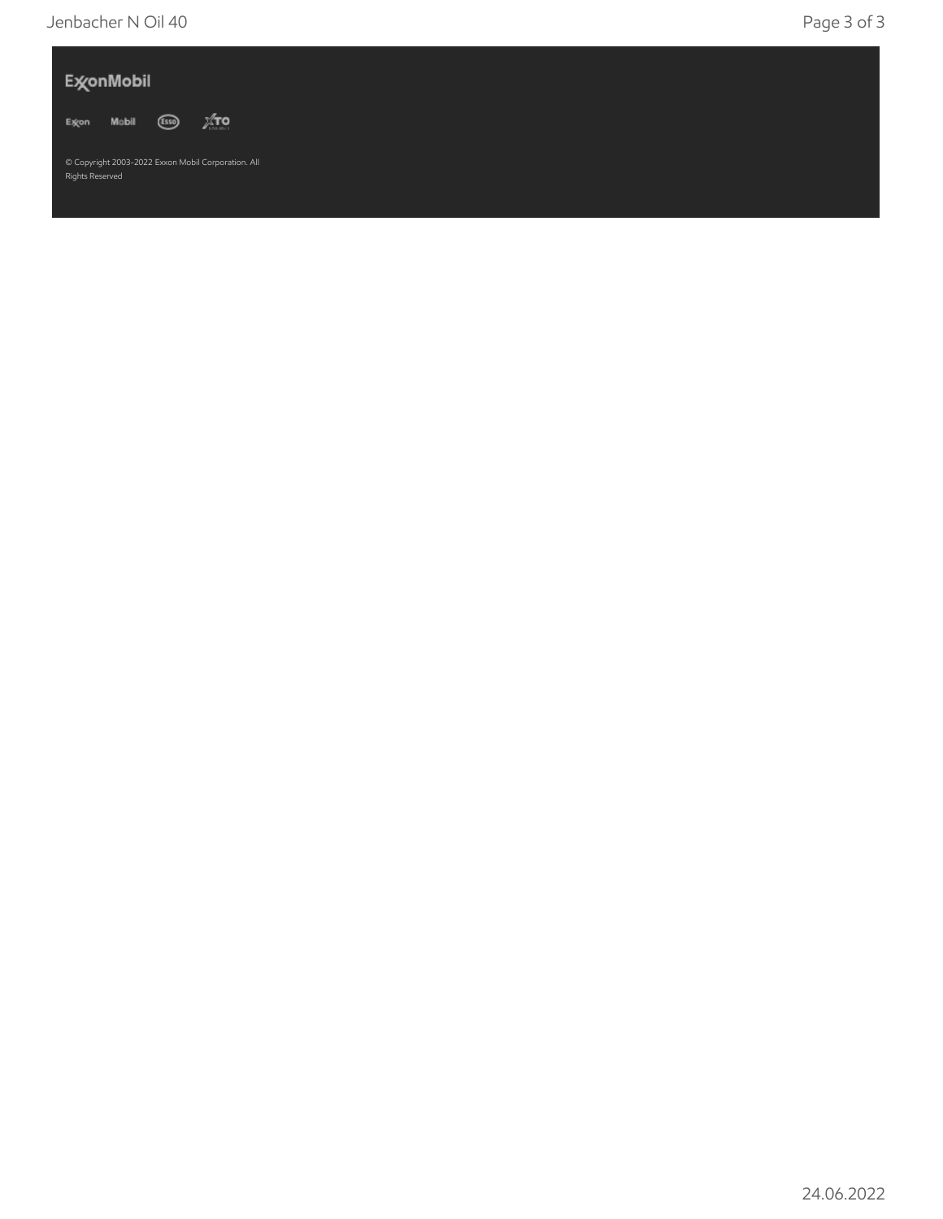ExxonMobil

Exxon Mobil Esso XTO

© Copyright 2003-2022 Exxon Mobil Corporation. All Rights Reserved